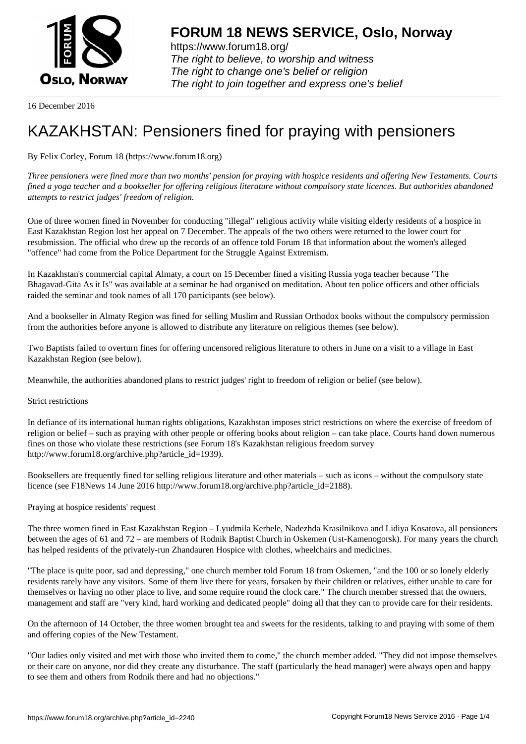# FORUM 18 NEWS SERVICE, Oslo, Norway

https://www.forum18.org/
*The right to believe, to worship and witness*
*The right to change one's belief or religion*
*The right to join together and express one's belief*

16 December 2016

# KAZAKHSTAN: Pensioners fined for praying with pensioners

By Felix Corley, Forum 18 (https://www.forum18.org)

*Three pensioners were fined more than two months' pension for praying with hospice residents and offering New Testaments. Courts fined a yoga teacher and a bookseller for offering religious literature without compulsory state licences. But authorities abandoned attempts to restrict judges' freedom of religion.*

One of three women fined in November for conducting "illegal" religious activity while visiting elderly residents of a hospice in East Kazakhstan Region lost her appeal on 7 December. The appeals of the two others were returned to the lower court for resubmission. The official who drew up the records of an offence told Forum 18 that information about the women's alleged "offence" had come from the Police Department for the Struggle Against Extremism.

In Kazakhstan's commercial capital Almaty, a court on 15 December fined a visiting Russia yoga teacher because "The Bhagavad-Gita As it Is" was available at a seminar he had organised on meditation. About ten police officers and other officials raided the seminar and took names of all 170 participants (see below).

And a bookseller in Almaty Region was fined for selling Muslim and Russian Orthodox books without the compulsory permission from the authorities before anyone is allowed to distribute any literature on religious themes (see below).

Two Baptists failed to overturn fines for offering uncensored religious literature to others in June on a visit to a village in East Kazakhstan Region (see below).

Meanwhile, the authorities abandoned plans to restrict judges' right to freedom of religion or belief (see below).

## Strict restrictions

In defiance of its international human rights obligations, Kazakhstan imposes strict restrictions on where the exercise of freedom of religion or belief – such as praying with other people or offering books about religion – can take place. Courts hand down numerous fines on those who violate these restrictions (see Forum 18's Kazakhstan religious freedom survey http://www.forum18.org/archive.php?article_id=1939).

Booksellers are frequently fined for selling religious literature and other materials – such as icons – without the compulsory state licence (see F18News 14 June 2016 http://www.forum18.org/archive.php?article_id=2188).

## Praying at hospice residents' request

The three women fined in East Kazakhstan Region – Lyudmila Kerbele, Nadezhda Krasilnikova and Lidiya Kosatova, all pensioners between the ages of 61 and 72 – are members of Rodnik Baptist Church in Oskemen (Ust-Kamenogorsk). For many years the church has helped residents of the privately-run Zhandauren Hospice with clothes, wheelchairs and medicines.

"The place is quite poor, sad and depressing," one church member told Forum 18 from Oskemen, "and the 100 or so lonely elderly residents rarely have any visitors. Some of them live there for years, forsaken by their children or relatives, either unable to care for themselves or having no other place to live, and some require round the clock care." The church member stressed that the owners, management and staff are "very kind, hard working and dedicated people" doing all that they can to provide care for their residents.

On the afternoon of 14 October, the three women brought tea and sweets for the residents, talking to and praying with some of them and offering copies of the New Testament.

"Our ladies only visited and met with those who invited them to come," the church member added. "They did not impose themselves or their care on anyone, nor did they create any disturbance. The staff (particularly the head manager) were always open and happy to see them and others from Rodnik there and had no objections."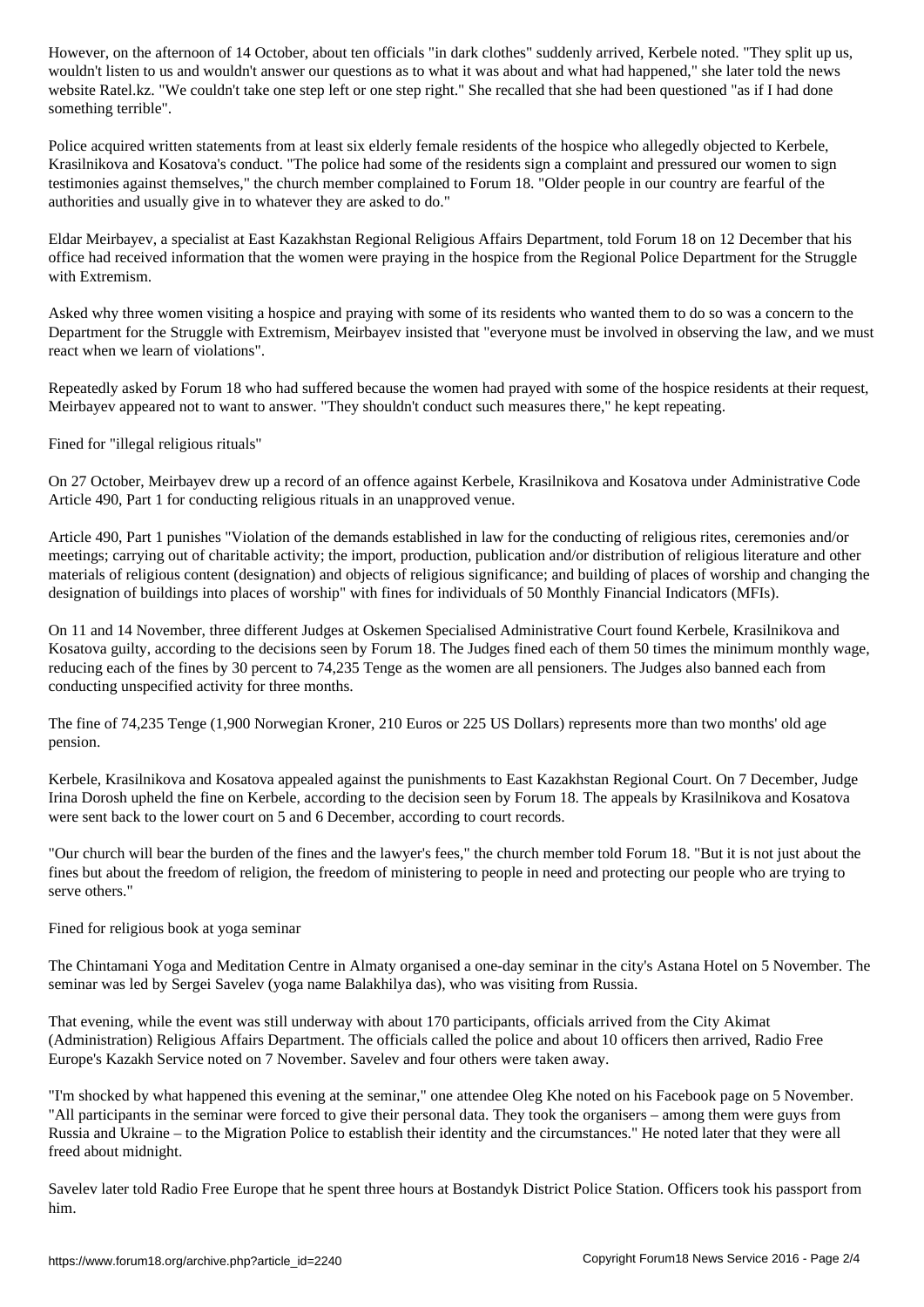However, on the afternoon of 14 October, about ten officials "in dark clothes" suddenly arrived, Kerbele noted. "They split up us, wouldn't listen to us and wouldn't answer our questions as to what it was about and what had happened," she later told the news website Ratel.kz. "We couldn't take one step left or one step right." She recalled that she had been questioned "as if I had done something terrible".

Police acquired written statements from at least six elderly female residents of the hospice who allegedly objected to Kerbele, Krasilnikova and Kosatova's conduct. "The police had some of the residents sign a complaint and pressured our women to sign testimonies against themselves," the church member complained to Forum 18. "Older people in our country are fearful of the authorities and usually give in to whatever they are asked to do."

Eldar Meirbayev, a specialist at East Kazakhstan Regional Religious Affairs Department, told Forum 18 on 12 December that his office had received information that the women were praying in the hospice from the Regional Police Department for the Struggle with Extremism.

Asked why three women visiting a hospice and praying with some of its residents who wanted them to do so was a concern to the Department for the Struggle with Extremism, Meirbayev insisted that "everyone must be involved in observing the law, and we must react when we learn of violations".

Repeatedly asked by Forum 18 who had suffered because the women had prayed with some of the hospice residents at their request, Meirbayev appeared not to want to answer. "They shouldn't conduct such measures there," he kept repeating.

## Fined for "illegal religious rituals"

On 27 October, Meirbayev drew up a record of an offence against Kerbele, Krasilnikova and Kosatova under Administrative Code Article 490, Part 1 for conducting religious rituals in an unapproved venue.

Article 490, Part 1 punishes "Violation of the demands established in law for the conducting of religious rites, ceremonies and/or meetings; carrying out of charitable activity; the import, production, publication and/or distribution of religious literature and other materials of religious content (designation) and objects of religious significance; and building of places of worship and changing the designation of buildings into places of worship" with fines for individuals of 50 Monthly Financial Indicators (MFIs).

On 11 and 14 November, three different Judges at Oskemen Specialised Administrative Court found Kerbele, Krasilnikova and Kosatova guilty, according to the decisions seen by Forum 18. The Judges fined each of them 50 times the minimum monthly wage, reducing each of the fines by 30 percent to 74,235 Tenge as the women are all pensioners. The Judges also banned each from conducting unspecified activity for three months.

The fine of 74,235 Tenge (1,900 Norwegian Kroner, 210 Euros or 225 US Dollars) represents more than two months' old age pension.

Kerbele, Krasilnikova and Kosatova appealed against the punishments to East Kazakhstan Regional Court. On 7 December, Judge Irina Dorosh upheld the fine on Kerbele, according to the decision seen by Forum 18. The appeals by Krasilnikova and Kosatova were sent back to the lower court on 5 and 6 December, according to court records.

"Our church will bear the burden of the fines and the lawyer's fees," the church member told Forum 18. "But it is not just about the fines but about the freedom of religion, the freedom of ministering to people in need and protecting our people who are trying to serve others."

## Fined for religious book at yoga seminar

The Chintamani Yoga and Meditation Centre in Almaty organised a one-day seminar in the city's Astana Hotel on 5 November. The seminar was led by Sergei Savelev (yoga name Balakhilya das), who was visiting from Russia.

That evening, while the event was still underway with about 170 participants, officials arrived from the City Akimat (Administration) Religious Affairs Department. The officials called the police and about 10 officers then arrived, Radio Free Europe's Kazakh Service noted on 7 November. Savelev and four others were taken away.

"I'm shocked by what happened this evening at the seminar," one attendee Oleg Khe noted on his Facebook page on 5 November. "All participants in the seminar were forced to give their personal data. They took the organisers – among them were guys from Russia and Ukraine – to the Migration Police to establish their identity and the circumstances." He noted later that they were all freed about midnight.

Savelev later told Radio Free Europe that he spent three hours at Bostandyk District Police Station. Officers took his passport from him.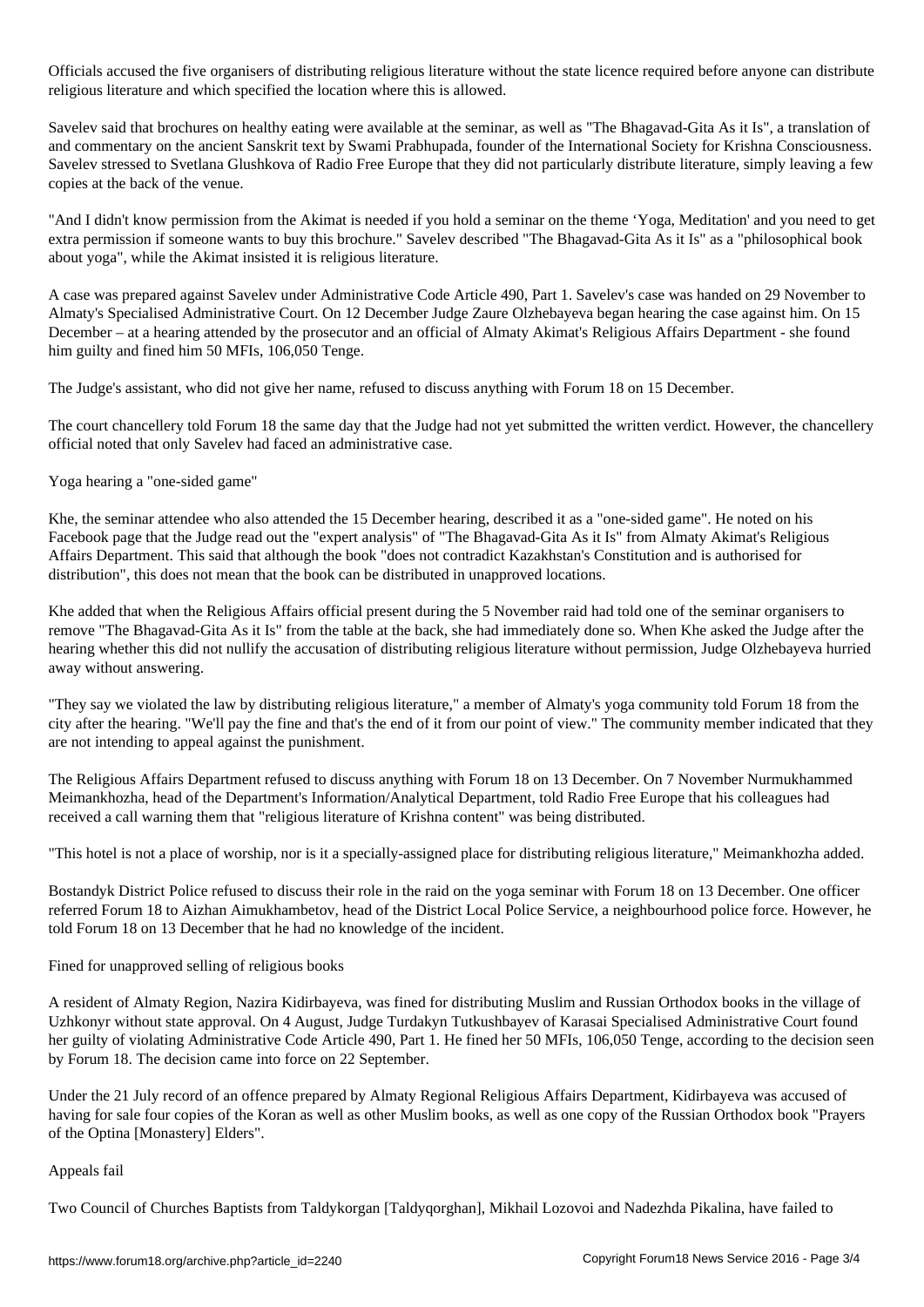Officials accused the five organisers of distributing religious literature without the state licence required before anyone can distribute religious literature and which specified the location where this is allowed.

Savelev said that brochures on healthy eating were available at the seminar, as well as "The Bhagavad-Gita As it Is", a translation of and commentary on the ancient Sanskrit text by Swami Prabhupada, founder of the International Society for Krishna Consciousness. Savelev stressed to Svetlana Glushkova of Radio Free Europe that they did not particularly distribute literature, simply leaving a few copies at the back of the venue.

"And I didn't know permission from the Akimat is needed if you hold a seminar on the theme 'Yoga, Meditation' and you need to get extra permission if someone wants to buy this brochure." Savelev described "The Bhagavad-Gita As it Is" as a "philosophical book about yoga", while the Akimat insisted it is religious literature.

A case was prepared against Savelev under Administrative Code Article 490, Part 1. Savelev's case was handed on 29 November to Almaty's Specialised Administrative Court. On 12 December Judge Zaure Olzhebayeva began hearing the case against him. On 15 December – at a hearing attended by the prosecutor and an official of Almaty Akimat's Religious Affairs Department - she found him guilty and fined him 50 MFIs, 106,050 Tenge.

The Judge's assistant, who did not give her name, refused to discuss anything with Forum 18 on 15 December.

The court chancellery told Forum 18 the same day that the Judge had not yet submitted the written verdict. However, the chancellery official noted that only Savelev had faced an administrative case.

Yoga hearing a "one-sided game"

Khe, the seminar attendee who also attended the 15 December hearing, described it as a "one-sided game". He noted on his Facebook page that the Judge read out the "expert analysis" of "The Bhagavad-Gita As it Is" from Almaty Akimat's Religious Affairs Department. This said that although the book "does not contradict Kazakhstan's Constitution and is authorised for distribution", this does not mean that the book can be distributed in unapproved locations.

Khe added that when the Religious Affairs official present during the 5 November raid had told one of the seminar organisers to remove "The Bhagavad-Gita As it Is" from the table at the back, she had immediately done so. When Khe asked the Judge after the hearing whether this did not nullify the accusation of distributing religious literature without permission, Judge Olzhebayeva hurried away without answering.

"They say we violated the law by distributing religious literature," a member of Almaty's yoga community told Forum 18 from the city after the hearing. "We'll pay the fine and that's the end of it from our point of view." The community member indicated that they are not intending to appeal against the punishment.

The Religious Affairs Department refused to discuss anything with Forum 18 on 13 December. On 7 November Nurmukhammed Meimankhozha, head of the Department's Information/Analytical Department, told Radio Free Europe that his colleagues had received a call warning them that "religious literature of Krishna content" was being distributed.

"This hotel is not a place of worship, nor is it a specially-assigned place for distributing religious literature," Meimankhozha added.

Bostandyk District Police refused to discuss their role in the raid on the yoga seminar with Forum 18 on 13 December. One officer referred Forum 18 to Aizhan Aimukhambetov, head of the District Local Police Service, a neighbourhood police force. However, he told Forum 18 on 13 December that he had no knowledge of the incident.

Fined for unapproved selling of religious books

A resident of Almaty Region, Nazira Kidirbayeva, was fined for distributing Muslim and Russian Orthodox books in the village of Uzhkonyr without state approval. On 4 August, Judge Turdakyn Tutkushbayev of Karasai Specialised Administrative Court found her guilty of violating Administrative Code Article 490, Part 1. He fined her 50 MFIs, 106,050 Tenge, according to the decision seen by Forum 18. The decision came into force on 22 September.

Under the 21 July record of an offence prepared by Almaty Regional Religious Affairs Department, Kidirbayeva was accused of having for sale four copies of the Koran as well as other Muslim books, as well as one copy of the Russian Orthodox book "Prayers of the Optina [Monastery] Elders".

Appeals fail

Two Council of Churches Baptists from Taldykorgan [Taldyqorghan], Mikhail Lozovoi and Nadezhda Pikalina, have failed to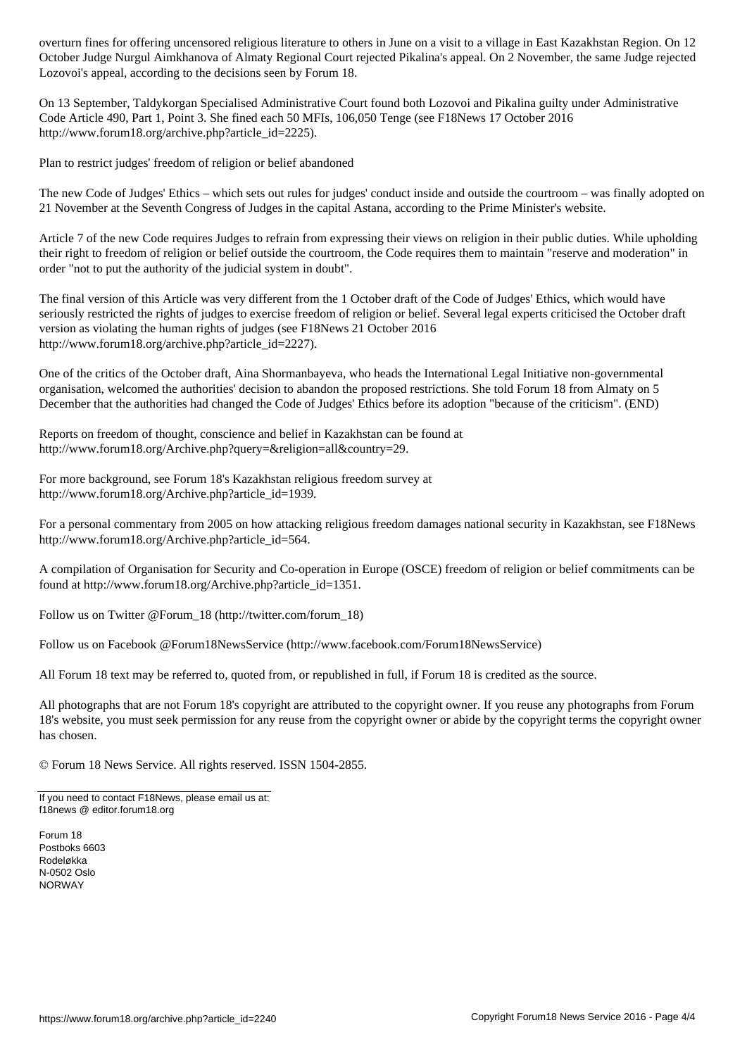overturn fines for offering uncensored religious literature to others in June on a visit to a village in East Kazakhstan Region. On 12 October Judge Nurgul Aimkhanova of Almaty Regional Court rejected Pikalina's appeal. On 2 November, the same Judge rejected Lozovoi's appeal, according to the decisions seen by Forum 18.

On 13 September, Taldykorgan Specialised Administrative Court found both Lozovoi and Pikalina guilty under Administrative Code Article 490, Part 1, Point 3. She fined each 50 MFIs, 106,050 Tenge (see F18News 17 October 2016 http://www.forum18.org/archive.php?article_id=2225).

## Plan to restrict judges' freedom of religion or belief abandoned

The new Code of Judges' Ethics – which sets out rules for judges' conduct inside and outside the courtroom – was finally adopted on 21 November at the Seventh Congress of Judges in the capital Astana, according to the Prime Minister's website.

Article 7 of the new Code requires Judges to refrain from expressing their views on religion in their public duties. While upholding their right to freedom of religion or belief outside the courtroom, the Code requires them to maintain "reserve and moderation" in order "not to put the authority of the judicial system in doubt".

The final version of this Article was very different from the 1 October draft of the Code of Judges' Ethics, which would have seriously restricted the rights of judges to exercise freedom of religion or belief. Several legal experts criticised the October draft version as violating the human rights of judges (see F18News 21 October 2016 http://www.forum18.org/archive.php?article_id=2227).

One of the critics of the October draft, Aina Shormanbayeva, who heads the International Legal Initiative non-governmental organisation, welcomed the authorities' decision to abandon the proposed restrictions. She told Forum 18 from Almaty on 5 December that the authorities had changed the Code of Judges' Ethics before its adoption "because of the criticism". (END)

Reports on freedom of thought, conscience and belief in Kazakhstan can be found at http://www.forum18.org/Archive.php?query=&religion=all&country=29.

For more background, see Forum 18's Kazakhstan religious freedom survey at http://www.forum18.org/Archive.php?article_id=1939.

For a personal commentary from 2005 on how attacking religious freedom damages national security in Kazakhstan, see F18News http://www.forum18.org/Archive.php?article_id=564.

A compilation of Organisation for Security and Co-operation in Europe (OSCE) freedom of religion or belief commitments can be found at http://www.forum18.org/Archive.php?article_id=1351.

Follow us on Twitter @Forum_18 (http://twitter.com/forum_18)

Follow us on Facebook @Forum18NewsService (http://www.facebook.com/Forum18NewsService)

All Forum 18 text may be referred to, quoted from, or republished in full, if Forum 18 is credited as the source.

All photographs that are not Forum 18's copyright are attributed to the copyright owner. If you reuse any photographs from Forum 18's website, you must seek permission for any reuse from the copyright owner or abide by the copyright terms the copyright owner has chosen.

© Forum 18 News Service. All rights reserved. ISSN 1504-2855.

If you need to contact F18News, please email us at:
f18news @ editor.forum18.org

Forum 18
Postboks 6603
Rodeløkka
N-0502 Oslo
NORWAY